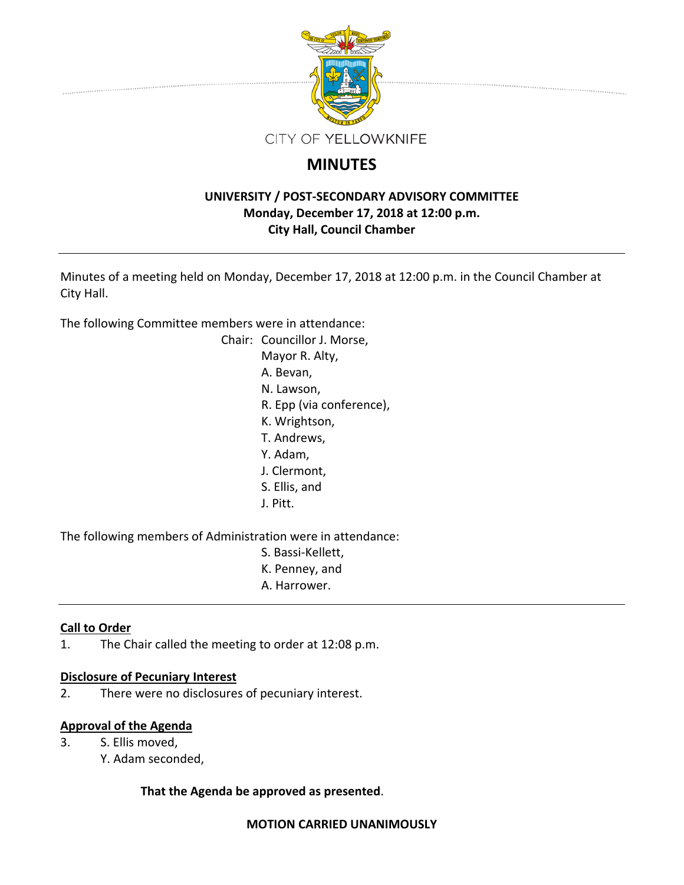CITY OF YELLOWKNIFE

# MINUTES

**UNIVERSITY / POST-SECONDARY ADVISORY COMMITTEE**
**Monday, December 17, 2018 at 12:00 p.m.**
**City Hall, Council Chamber**

---

Minutes of a meeting held on Monday, December 17, 2018 at 12:00 p.m. in the Council Chamber at City Hall.

The following Committee members were in attendance:

Chair: Councillor J. Morse,
Mayor R. Alty,
A. Bevan,
N. Lawson,
R. Epp (via conference),
K. Wrightson,
T. Andrews,
Y. Adam,
J. Clermont,
S. Ellis, and
J. Pitt.

The following members of Administration were in attendance:

S. Bassi-Kellett,
K. Penney, and
A. Harrower.

---

**Call to Order**

1. The Chair called the meeting to order at 12:08 p.m.

**Disclosure of Pecuniary Interest**

2. There were no disclosures of pecuniary interest.

**Approval of the Agenda**

3. S. Ellis moved,
   Y. Adam seconded,

   **That the Agenda be approved as presented**.

   **MOTION CARRIED UNANIMOUSLY**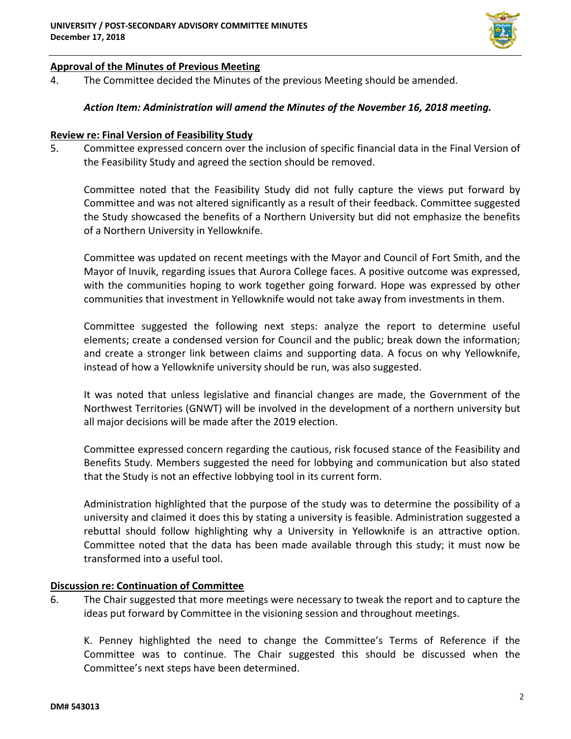**Approval of the Minutes of Previous Meeting**

4. The Committee decided the Minutes of the previous Meeting should be amended.

   ***Action Item: Administration will amend the Minutes of the November 16, 2018 meeting.***

**Review re: Final Version of Feasibility Study**

5. Committee expressed concern over the inclusion of specific financial data in the Final Version of the Feasibility Study and agreed the section should be removed.

   Committee noted that the Feasibility Study did not fully capture the views put forward by Committee and was not altered significantly as a result of their feedback. Committee suggested the Study showcased the benefits of a Northern University but did not emphasize the benefits of a Northern University in Yellowknife.

   Committee was updated on recent meetings with the Mayor and Council of Fort Smith, and the Mayor of Inuvik, regarding issues that Aurora College faces. A positive outcome was expressed, with the communities hoping to work together going forward. Hope was expressed by other communities that investment in Yellowknife would not take away from investments in them.

   Committee suggested the following next steps: analyze the report to determine useful elements; create a condensed version for Council and the public; break down the information; and create a stronger link between claims and supporting data. A focus on why Yellowknife, instead of how a Yellowknife university should be run, was also suggested.

   It was noted that unless legislative and financial changes are made, the Government of the Northwest Territories (GNWT) will be involved in the development of a northern university but all major decisions will be made after the 2019 election.

   Committee expressed concern regarding the cautious, risk focused stance of the Feasibility and Benefits Study. Members suggested the need for lobbying and communication but also stated that the Study is not an effective lobbying tool in its current form.

   Administration highlighted that the purpose of the study was to determine the possibility of a university and claimed it does this by stating a university is feasible. Administration suggested a rebuttal should follow highlighting why a University in Yellowknife is an attractive option. Committee noted that the data has been made available through this study; it must now be transformed into a useful tool.

**Discussion re: Continuation of Committee**

6. The Chair suggested that more meetings were necessary to tweak the report and to capture the ideas put forward by Committee in the visioning session and throughout meetings.

   K. Penney highlighted the need to change the Committee's Terms of Reference if the Committee was to continue. The Chair suggested this should be discussed when the Committee's next steps have been determined.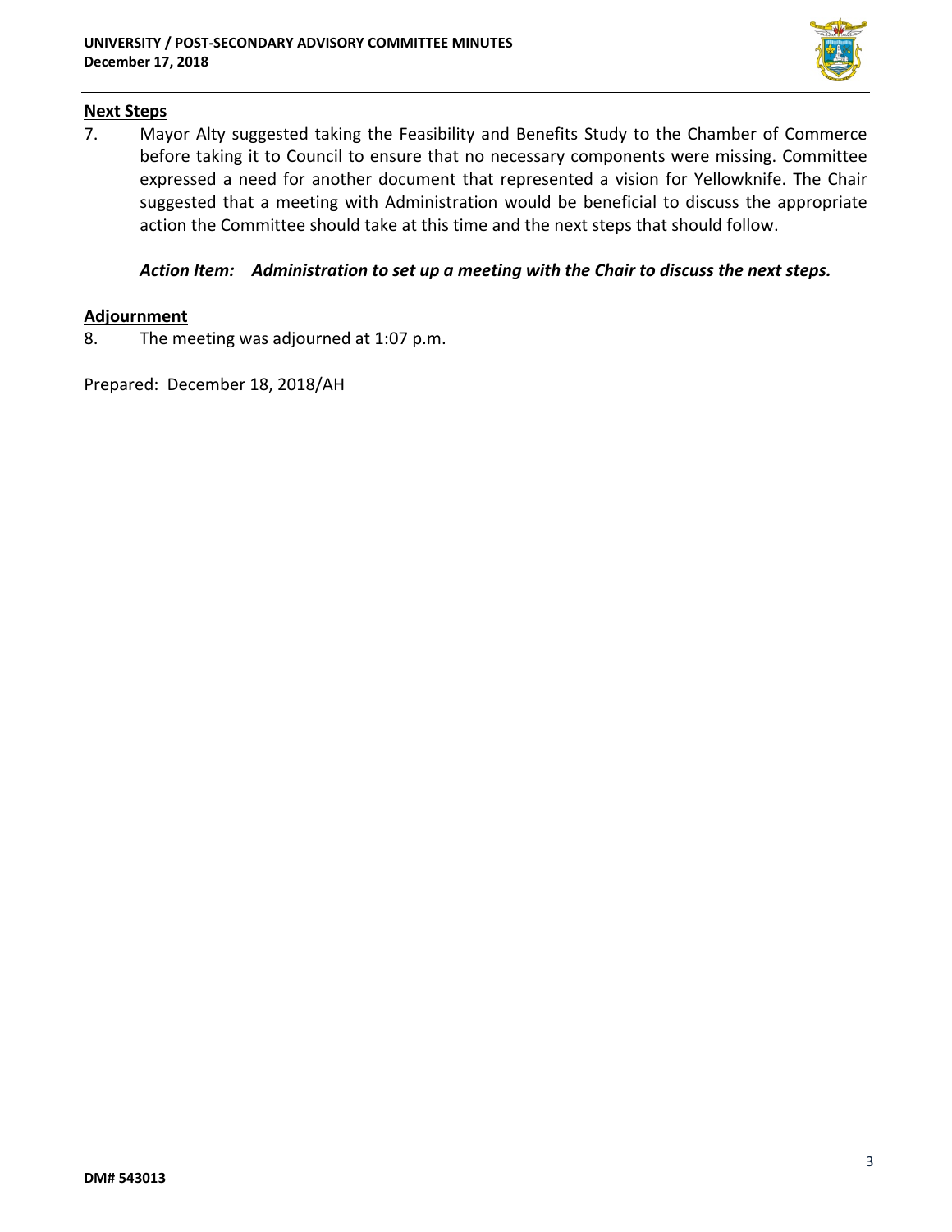**Next Steps**

7. Mayor Alty suggested taking the Feasibility and Benefits Study to the Chamber of Commerce before taking it to Council to ensure that no necessary components were missing. Committee expressed a need for another document that represented a vision for Yellowknife. The Chair suggested that a meeting with Administration would be beneficial to discuss the appropriate action the Committee should take at this time and the next steps that should follow.

   ***Action Item: Administration to set up a meeting with the Chair to discuss the next steps.***

**Adjournment**

8. The meeting was adjourned at 1:07 p.m.

Prepared: December 18, 2018/AH

**DM# 543013**